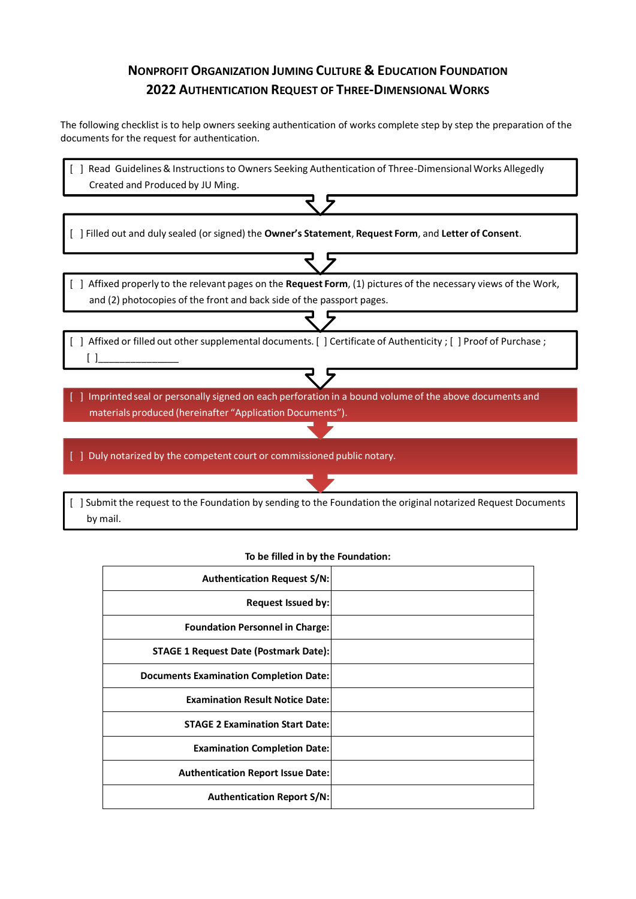# NONPROFIT ORGANIZATION JUMING CULTURE & EDUCATION FOUNDATION
## 2022 AUTHENTICATION REQUEST OF THREE-DIMENSIONAL WORKS

The following checklist is to help owners seeking authentication of works complete step by step the preparation of the documents for the request for authentication.

[ ] Read Guidelines & Instructions to Owners Seeking Authentication of Three-Dimensional Works Allegedly Created and Produced by JU Ming.

[ ] Filled out and duly sealed (or signed) the **Owner's Statement**, **Request Form**, and **Letter of Consent**.

[ ] Affixed properly to the relevant pages on the **Request Form**, (1) pictures of the necessary views of the Work, and (2) photocopies of the front and back side of the passport pages.

[ ] Affixed or filled out other supplemental documents. [ ] Certificate of Authenticity ; [ ] Proof of Purchase ; [ ]_______________

[ ] Imprinted seal or personally signed on each perforation in a bound volume of the above documents and materials produced (hereinafter "Application Documents").

[ ] Duly notarized by the competent court or commissioned public notary.

[ ] Submit the request to the Foundation by sending to the Foundation the original notarized Request Documents by mail.

**To be filled in by the Foundation:**

| | |
|---|---|
| **Authentication Request S/N:** | |
| **Request Issued by:** | |
| **Foundation Personnel in Charge:** | |
| **STAGE 1 Request Date (Postmark Date):** | |
| **Documents Examination Completion Date:** | |
| **Examination Result Notice Date:** | |
| **STAGE 2 Examination Start Date:** | |
| **Examination Completion Date:** | |
| **Authentication Report Issue Date:** | |
| **Authentication Report S/N:** | |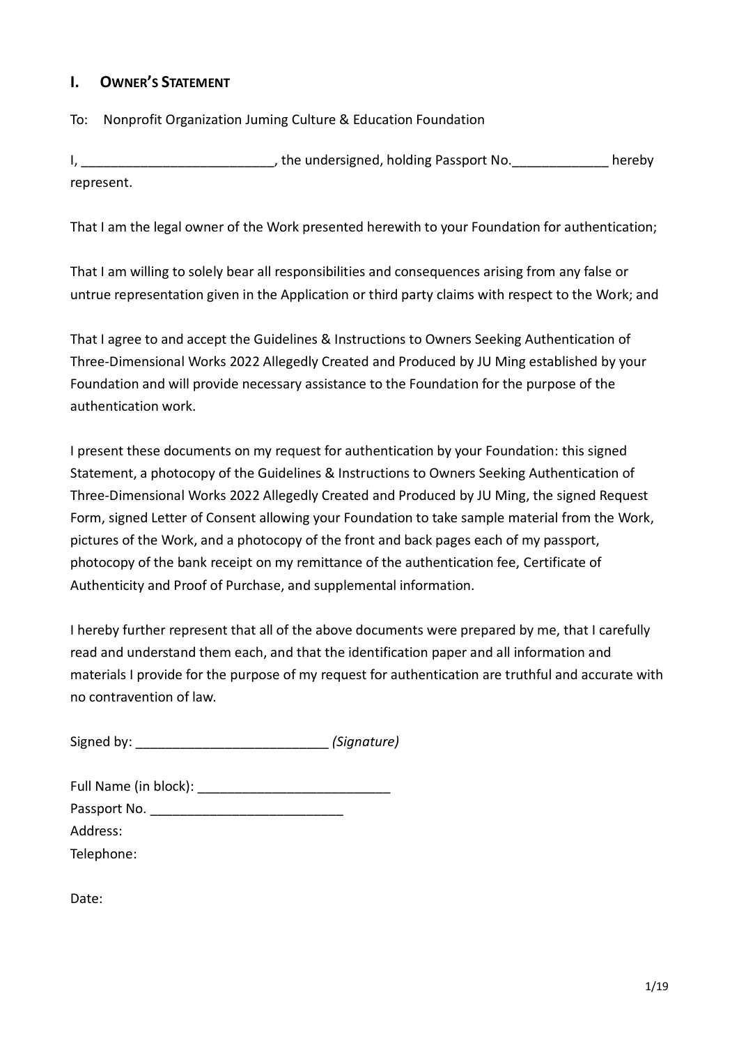## I. OWNER'S STATEMENT

To: Nonprofit Organization Juming Culture & Education Foundation

I, __________________________, the undersigned, holding Passport No._____________ hereby represent.

That I am the legal owner of the Work presented herewith to your Foundation for authentication;

That I am willing to solely bear all responsibilities and consequences arising from any false or untrue representation given in the Application or third party claims with respect to the Work; and

That I agree to and accept the Guidelines & Instructions to Owners Seeking Authentication of Three-Dimensional Works 2022 Allegedly Created and Produced by JU Ming established by your Foundation and will provide necessary assistance to the Foundation for the purpose of the authentication work.

I present these documents on my request for authentication by your Foundation: this signed Statement, a photocopy of the Guidelines & Instructions to Owners Seeking Authentication of Three-Dimensional Works 2022 Allegedly Created and Produced by JU Ming, the signed Request Form, signed Letter of Consent allowing your Foundation to take sample material from the Work, pictures of the Work, and a photocopy of the front and back pages each of my passport, photocopy of the bank receipt on my remittance of the authentication fee, Certificate of Authenticity and Proof of Purchase, and supplemental information.

I hereby further represent that all of the above documents were prepared by me, that I carefully read and understand them each, and that the identification paper and all information and materials I provide for the purpose of my request for authentication are truthful and accurate with no contravention of law.

Signed by: __________________________ *(Signature)*

Full Name (in block): __________________________

Passport No. __________________________

Address:

Telephone:

Date: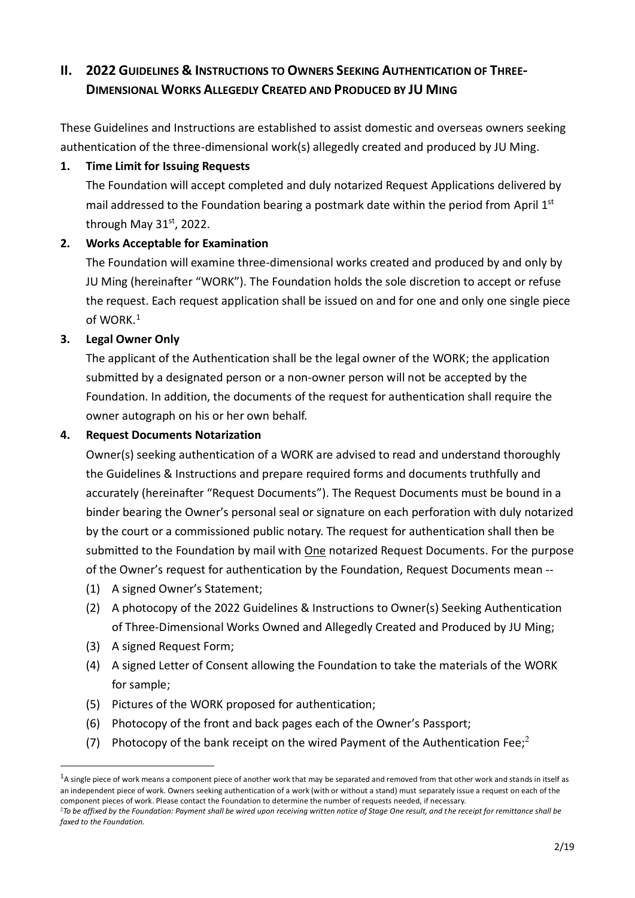## II. 2022 Guidelines & Instructions to Owners Seeking Authentication of Three-Dimensional Works Allegedly Created and Produced by JU Ming

These Guidelines and Instructions are established to assist domestic and overseas owners seeking authentication of the three-dimensional work(s) allegedly created and produced by JU Ming.

**1. Time Limit for Issuing Requests**

The Foundation will accept completed and duly notarized Request Applications delivered by mail addressed to the Foundation bearing a postmark date within the period from April 1st through May 31st, 2022.

**2. Works Acceptable for Examination**

The Foundation will examine three-dimensional works created and produced by and only by JU Ming (hereinafter "WORK"). The Foundation holds the sole discretion to accept or refuse the request. Each request application shall be issued on and for one and only one single piece of WORK.[1]

**3. Legal Owner Only**

The applicant of the Authentication shall be the legal owner of the WORK; the application submitted by a designated person or a non-owner person will not be accepted by the Foundation. In addition, the documents of the request for authentication shall require the owner autograph on his or her own behalf.

**4. Request Documents Notarization**

Owner(s) seeking authentication of a WORK are advised to read and understand thoroughly the Guidelines & Instructions and prepare required forms and documents truthfully and accurately (hereinafter "Request Documents"). The Request Documents must be bound in a binder bearing the Owner's personal seal or signature on each perforation with duly notarized by the court or a commissioned public notary. The request for authentication shall then be submitted to the Foundation by mail with <u>One</u> notarized Request Documents. For the purpose of the Owner's request for authentication by the Foundation, Request Documents mean --

(1) A signed Owner's Statement;
(2) A photocopy of the 2022 Guidelines & Instructions to Owner(s) Seeking Authentication of Three-Dimensional Works Owned and Allegedly Created and Produced by JU Ming;
(3) A signed Request Form;
(4) A signed Letter of Consent allowing the Foundation to take the materials of the WORK for sample;
(5) Pictures of the WORK proposed for authentication;
(6) Photocopy of the front and back pages each of the Owner's Passport;
(7) Photocopy of the bank receipt on the wired Payment of the Authentication Fee;[2]

---

[1] A single piece of work means a component piece of another work that may be separated and removed from that other work and stands in itself as an independent piece of work. Owners seeking authentication of a work (with or without a stand) must separately issue a request on each of the component pieces of work. Please contact the Foundation to determine the number of requests needed, if necessary.

[2] *To be affixed by the Foundation: Payment shall be wired upon receiving written notice of Stage One result, and the receipt for remittance shall be faxed to the Foundation.*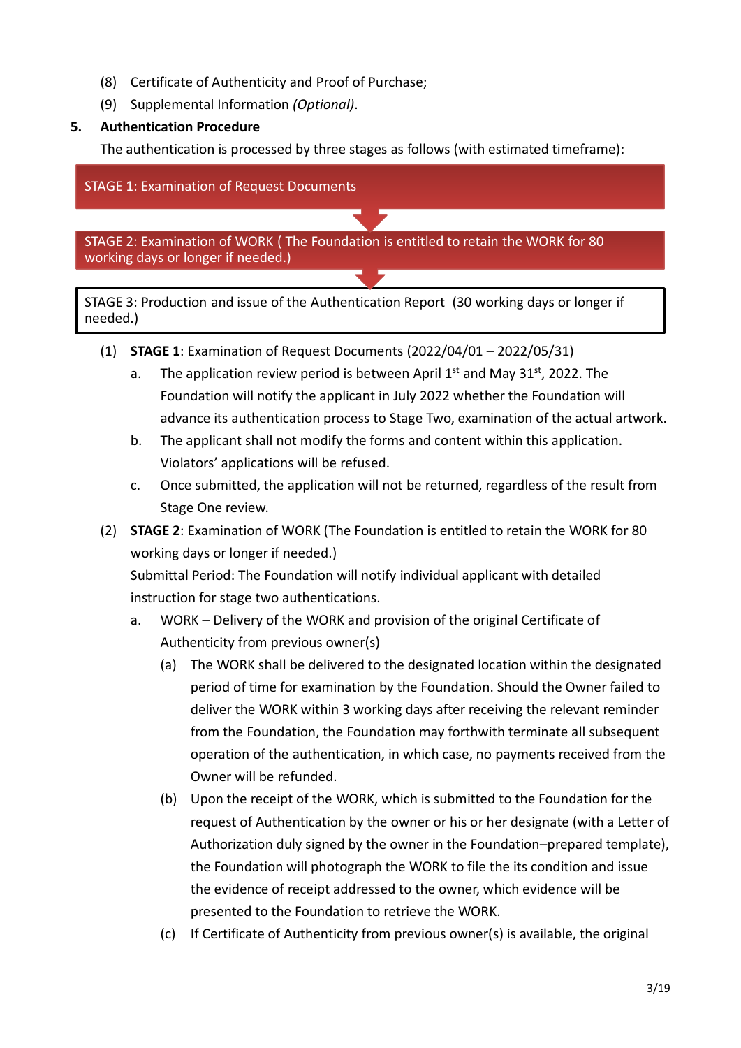(8) Certificate of Authenticity and Proof of Purchase;

(9) Supplemental Information *(Optional)*.

**5. Authentication Procedure**

The authentication is processed by three stages as follows (with estimated timeframe):

STAGE 1: Examination of Request Documents

↓

STAGE 2: Examination of WORK ( The Foundation is entitled to retain the WORK for 80 working days or longer if needed.)

↓

STAGE 3: Production and issue of the Authentication Report (30 working days or longer if needed.)

(1) **STAGE 1**: Examination of Request Documents (2022/04/01 – 2022/05/31)

a. The application review period is between April 1st and May 31st, 2022. The Foundation will notify the applicant in July 2022 whether the Foundation will advance its authentication process to Stage Two, examination of the actual artwork.

b. The applicant shall not modify the forms and content within this application. Violators' applications will be refused.

c. Once submitted, the application will not be returned, regardless of the result from Stage One review.

(2) **STAGE 2**: Examination of WORK (The Foundation is entitled to retain the WORK for 80 working days or longer if needed.)

Submittal Period: The Foundation will notify individual applicant with detailed instruction for stage two authentications.

a. WORK – Delivery of the WORK and provision of the original Certificate of Authenticity from previous owner(s)

(a) The WORK shall be delivered to the designated location within the designated period of time for examination by the Foundation. Should the Owner failed to deliver the WORK within 3 working days after receiving the relevant reminder from the Foundation, the Foundation may forthwith terminate all subsequent operation of the authentication, in which case, no payments received from the Owner will be refunded.

(b) Upon the receipt of the WORK, which is submitted to the Foundation for the request of Authentication by the owner or his or her designate (with a Letter of Authorization duly signed by the owner in the Foundation–prepared template), the Foundation will photograph the WORK to file the its condition and issue the evidence of receipt addressed to the owner, which evidence will be presented to the Foundation to retrieve the WORK.

(c) If Certificate of Authenticity from previous owner(s) is available, the original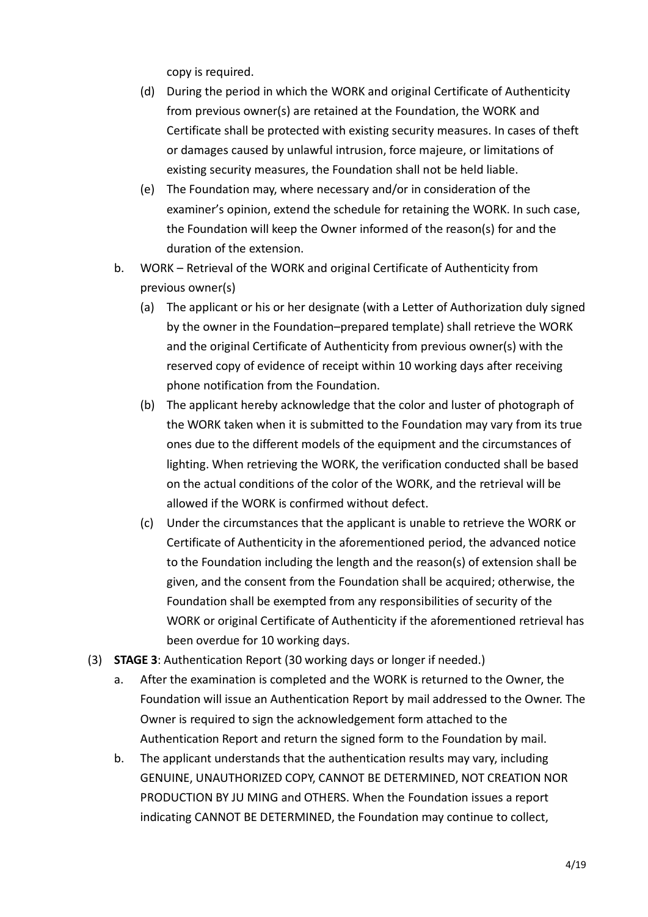copy is required.

   (d) During the period in which the WORK and original Certificate of Authenticity from previous owner(s) are retained at the Foundation, the WORK and Certificate shall be protected with existing security measures. In cases of theft or damages caused by unlawful intrusion, force majeure, or limitations of existing security measures, the Foundation shall not be held liable.

   (e) The Foundation may, where necessary and/or in consideration of the examiner's opinion, extend the schedule for retaining the WORK. In such case, the Foundation will keep the Owner informed of the reason(s) for and the duration of the extension.

b. WORK – Retrieval of the WORK and original Certificate of Authenticity from previous owner(s)

   (a) The applicant or his or her designate (with a Letter of Authorization duly signed by the owner in the Foundation–prepared template) shall retrieve the WORK and the original Certificate of Authenticity from previous owner(s) with the reserved copy of evidence of receipt within 10 working days after receiving phone notification from the Foundation.

   (b) The applicant hereby acknowledge that the color and luster of photograph of the WORK taken when it is submitted to the Foundation may vary from its true ones due to the different models of the equipment and the circumstances of lighting. When retrieving the WORK, the verification conducted shall be based on the actual conditions of the color of the WORK, and the retrieval will be allowed if the WORK is confirmed without defect.

   (c) Under the circumstances that the applicant is unable to retrieve the WORK or Certificate of Authenticity in the aforementioned period, the advanced notice to the Foundation including the length and the reason(s) of extension shall be given, and the consent from the Foundation shall be acquired; otherwise, the Foundation shall be exempted from any responsibilities of security of the WORK or original Certificate of Authenticity if the aforementioned retrieval has been overdue for 10 working days.

(3) **STAGE 3**: Authentication Report (30 working days or longer if needed.)

a. After the examination is completed and the WORK is returned to the Owner, the Foundation will issue an Authentication Report by mail addressed to the Owner. The Owner is required to sign the acknowledgement form attached to the Authentication Report and return the signed form to the Foundation by mail.

b. The applicant understands that the authentication results may vary, including GENUINE, UNAUTHORIZED COPY, CANNOT BE DETERMINED, NOT CREATION NOR PRODUCTION BY JU MING and OTHERS. When the Foundation issues a report indicating CANNOT BE DETERMINED, the Foundation may continue to collect,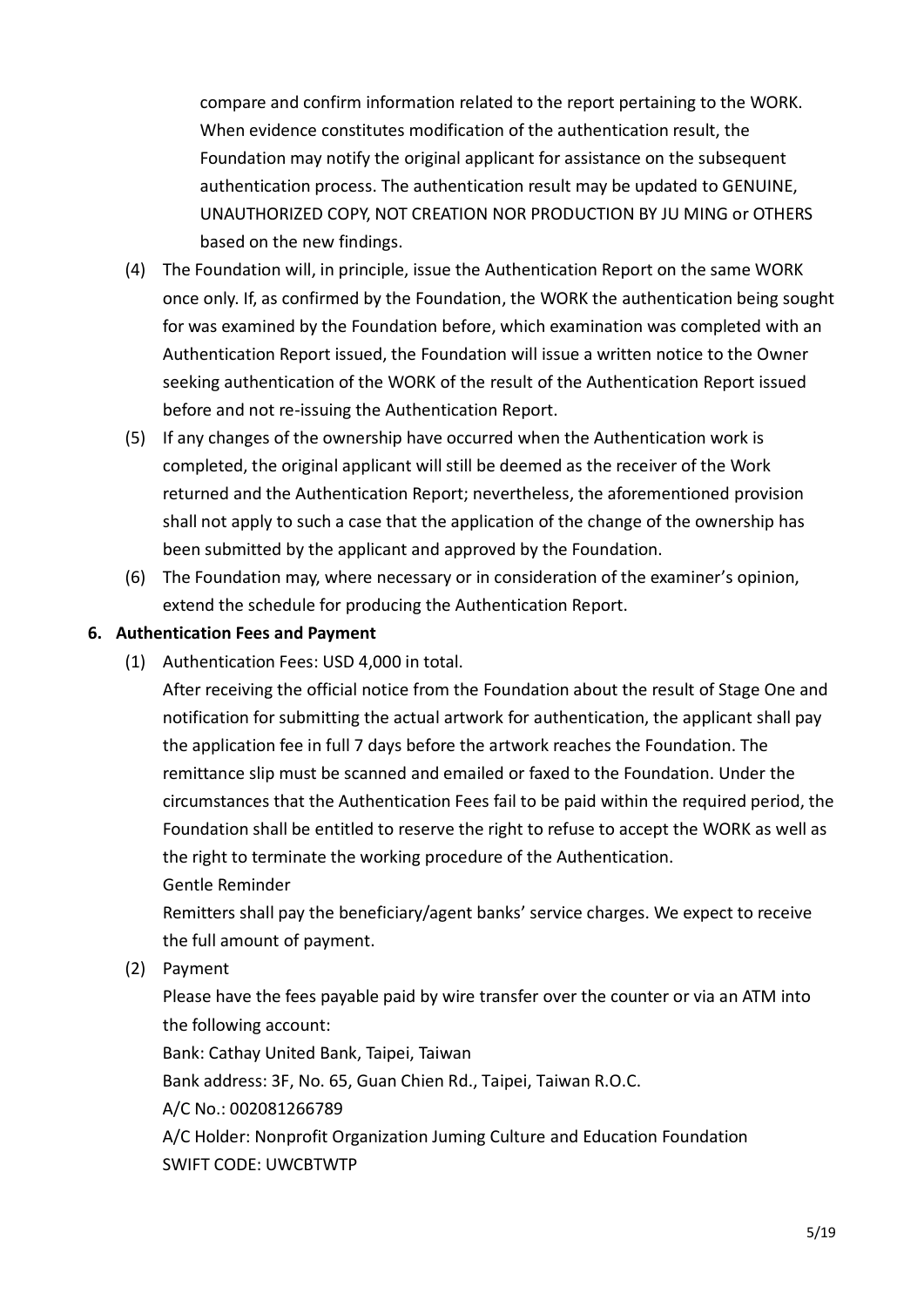compare and confirm information related to the report pertaining to the WORK. When evidence constitutes modification of the authentication result, the Foundation may notify the original applicant for assistance on the subsequent authentication process. The authentication result may be updated to GENUINE, UNAUTHORIZED COPY, NOT CREATION NOR PRODUCTION BY JU MING or OTHERS based on the new findings.

(4) The Foundation will, in principle, issue the Authentication Report on the same WORK once only. If, as confirmed by the Foundation, the WORK the authentication being sought for was examined by the Foundation before, which examination was completed with an Authentication Report issued, the Foundation will issue a written notice to the Owner seeking authentication of the WORK of the result of the Authentication Report issued before and not re-issuing the Authentication Report.

(5) If any changes of the ownership have occurred when the Authentication work is completed, the original applicant will still be deemed as the receiver of the Work returned and the Authentication Report; nevertheless, the aforementioned provision shall not apply to such a case that the application of the change of the ownership has been submitted by the applicant and approved by the Foundation.

(6) The Foundation may, where necessary or in consideration of the examiner's opinion, extend the schedule for producing the Authentication Report.

**6. Authentication Fees and Payment**

(1) Authentication Fees: USD 4,000 in total.

After receiving the official notice from the Foundation about the result of Stage One and notification for submitting the actual artwork for authentication, the applicant shall pay the application fee in full 7 days before the artwork reaches the Foundation. The remittance slip must be scanned and emailed or faxed to the Foundation. Under the circumstances that the Authentication Fees fail to be paid within the required period, the Foundation shall be entitled to reserve the right to refuse to accept the WORK as well as the right to terminate the working procedure of the Authentication.

Gentle Reminder

Remitters shall pay the beneficiary/agent banks' service charges. We expect to receive the full amount of payment.

(2) Payment

Please have the fees payable paid by wire transfer over the counter or via an ATM into the following account:

Bank: Cathay United Bank, Taipei, Taiwan

Bank address: 3F, No. 65, Guan Chien Rd., Taipei, Taiwan R.O.C.

A/C No.: 002081266789

A/C Holder: Nonprofit Organization Juming Culture and Education Foundation

SWIFT CODE: UWCBTWTP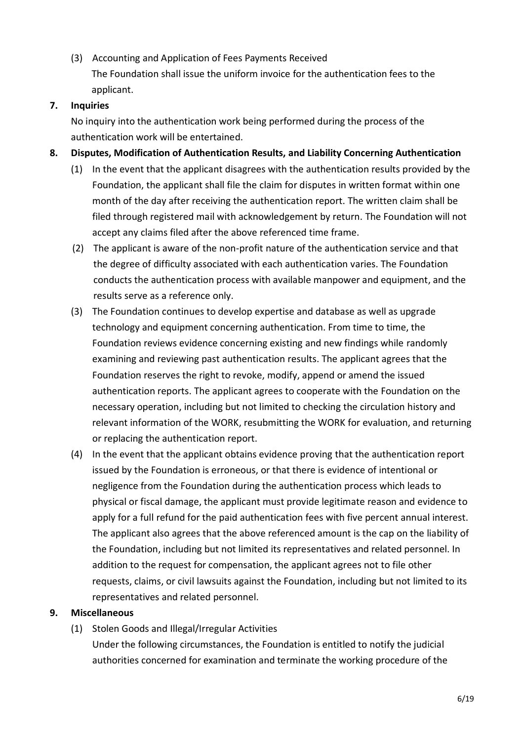(3) Accounting and Application of Fees Payments Received

The Foundation shall issue the uniform invoice for the authentication fees to the applicant.

**7. Inquiries**

No inquiry into the authentication work being performed during the process of the authentication work will be entertained.

**8. Disputes, Modification of Authentication Results, and Liability Concerning Authentication**

(1) In the event that the applicant disagrees with the authentication results provided by the Foundation, the applicant shall file the claim for disputes in written format within one month of the day after receiving the authentication report. The written claim shall be filed through registered mail with acknowledgement by return. The Foundation will not accept any claims filed after the above referenced time frame.

(2) The applicant is aware of the non-profit nature of the authentication service and that the degree of difficulty associated with each authentication varies. The Foundation conducts the authentication process with available manpower and equipment, and the results serve as a reference only.

(3) The Foundation continues to develop expertise and database as well as upgrade technology and equipment concerning authentication. From time to time, the Foundation reviews evidence concerning existing and new findings while randomly examining and reviewing past authentication results. The applicant agrees that the Foundation reserves the right to revoke, modify, append or amend the issued authentication reports. The applicant agrees to cooperate with the Foundation on the necessary operation, including but not limited to checking the circulation history and relevant information of the WORK, resubmitting the WORK for evaluation, and returning or replacing the authentication report.

(4) In the event that the applicant obtains evidence proving that the authentication report issued by the Foundation is erroneous, or that there is evidence of intentional or negligence from the Foundation during the authentication process which leads to physical or fiscal damage, the applicant must provide legitimate reason and evidence to apply for a full refund for the paid authentication fees with five percent annual interest. The applicant also agrees that the above referenced amount is the cap on the liability of the Foundation, including but not limited its representatives and related personnel. In addition to the request for compensation, the applicant agrees not to file other requests, claims, or civil lawsuits against the Foundation, including but not limited to its representatives and related personnel.

**9. Miscellaneous**

(1) Stolen Goods and Illegal/Irregular Activities

Under the following circumstances, the Foundation is entitled to notify the judicial authorities concerned for examination and terminate the working procedure of the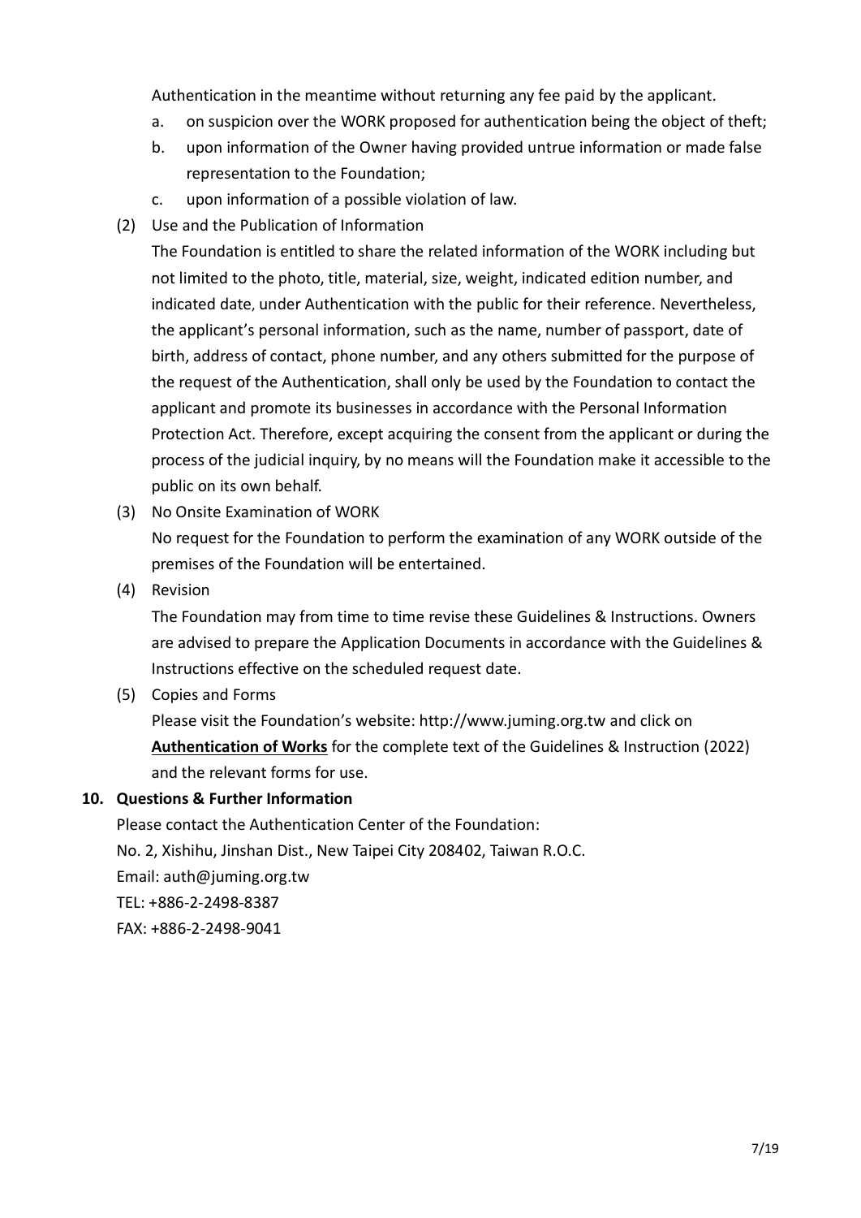Authentication in the meantime without returning any fee paid by the applicant.

a. on suspicion over the WORK proposed for authentication being the object of theft;

b. upon information of the Owner having provided untrue information or made false representation to the Foundation;

c. upon information of a possible violation of law.

(2) Use and the Publication of Information

The Foundation is entitled to share the related information of the WORK including but not limited to the photo, title, material, size, weight, indicated edition number, and indicated date, under Authentication with the public for their reference. Nevertheless, the applicant's personal information, such as the name, number of passport, date of birth, address of contact, phone number, and any others submitted for the purpose of the request of the Authentication, shall only be used by the Foundation to contact the applicant and promote its businesses in accordance with the Personal Information Protection Act. Therefore, except acquiring the consent from the applicant or during the process of the judicial inquiry, by no means will the Foundation make it accessible to the public on its own behalf.

(3) No Onsite Examination of WORK

No request for the Foundation to perform the examination of any WORK outside of the premises of the Foundation will be entertained.

(4) Revision

The Foundation may from time to time revise these Guidelines & Instructions. Owners are advised to prepare the Application Documents in accordance with the Guidelines & Instructions effective on the scheduled request date.

(5) Copies and Forms

Please visit the Foundation's website: http://www.juming.org.tw and click on **Authentication of Works** for the complete text of the Guidelines & Instruction (2022) and the relevant forms for use.

**10. Questions & Further Information**

Please contact the Authentication Center of the Foundation:

No. 2, Xishihu, Jinshan Dist., New Taipei City 208402, Taiwan R.O.C.

Email: auth@juming.org.tw

TEL: +886-2-2498-8387

FAX: +886-2-2498-9041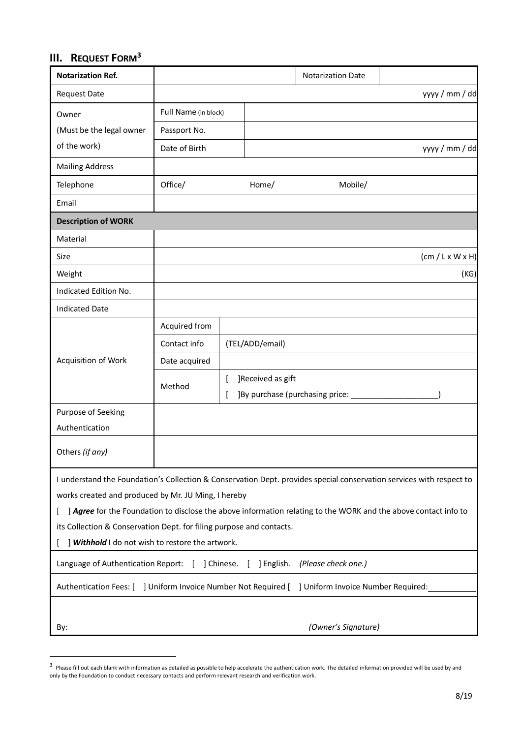## III. Request Form[3]

| **Notarization Ref.** | | | Notarization Date | |
|---|---|---|---|---|
| Request Date | | | | yyyy / mm / dd |
| Owner (Must be the legal owner of the work) | Full Name (in block) | | | |
| | Passport No. | | | |
| | Date of Birth | | | yyyy / mm / dd |
| Mailing Address | | | | |
| Telephone | Office/ | Home/ | Mobile/ | |
| Email | | | | |
| **Description of WORK** | | | | |
| Material | | | | |
| Size | | | | (cm / L x W x H) |
| Weight | | | | (KG) |
| Indicated Edition No. | | | | |
| Indicated Date | | | | |
| Acquisition of Work | Acquired from | | | |
| | Contact info | (TEL/ADD/email) | | |
| | Date acquired | | | |
| | Method | [ ]Received as gift<br>[ ]By purchase (purchasing price: ____________________) | | |
| Purpose of Seeking Authentication | | | | |
| Others *(if any)* | | | | |

I understand the Foundation's Collection & Conservation Dept. provides special conservation services with respect to works created and produced by Mr. JU Ming, I hereby

[ ] ***Agree*** for the Foundation to disclose the above information relating to the WORK and the above contact info to its Collection & Conservation Dept. for filing purpose and contacts.

[ ] ***Withhold*** I do not wish to restore the artwork.

Language of Authentication Report: [ ] Chinese. [ ] English. *(Please check one.)*

Authentication Fees: [ ] Uniform Invoice Number Not Required [ ] Uniform Invoice Number Required: __________

By: *(Owner's Signature)*

---

[3] Please fill out each blank with information as detailed as possible to help accelerate the authentication work. The detailed information provided will be used by and only by the Foundation to conduct necessary contacts and perform relevant research and verification work.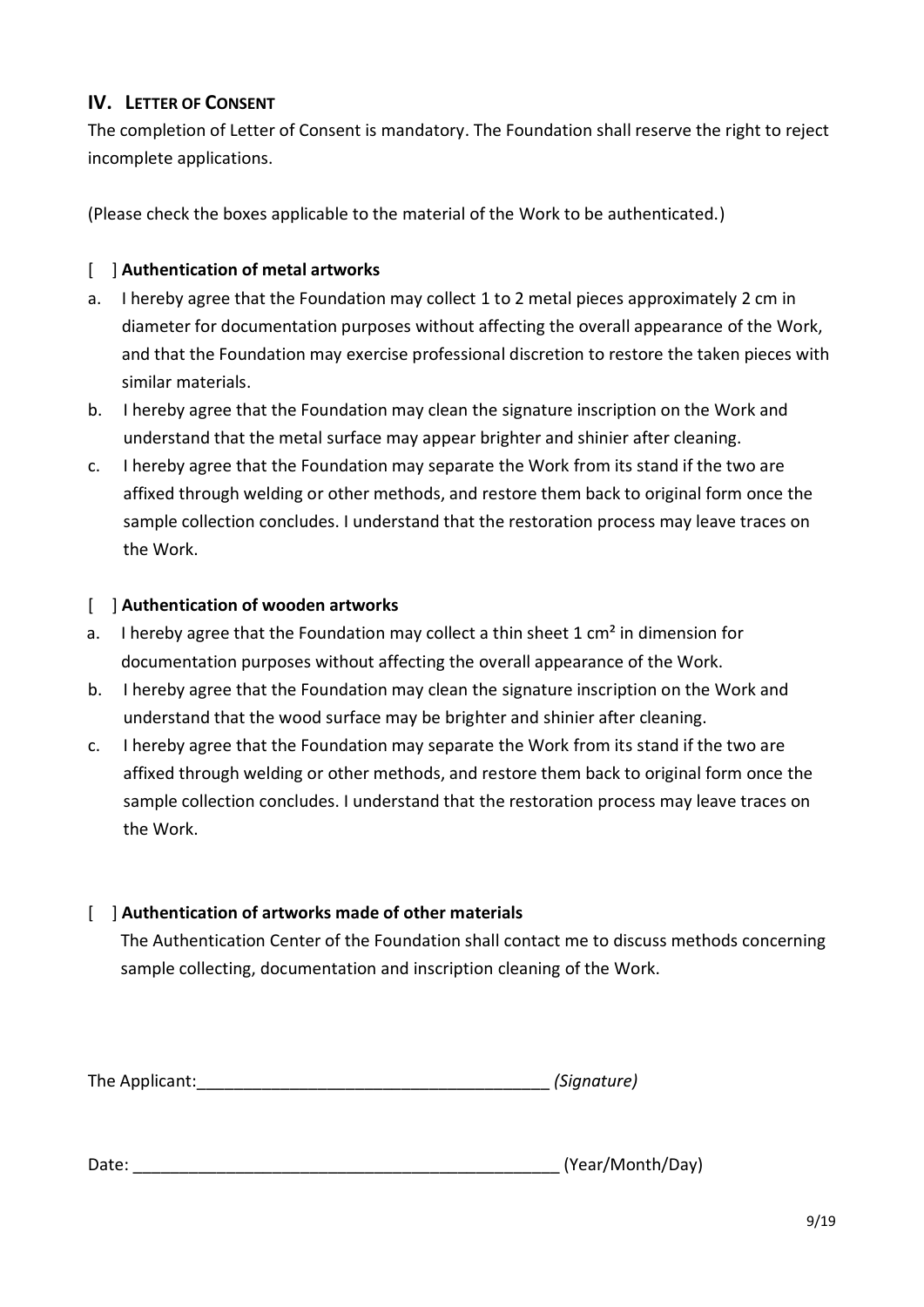## IV. Letter of Consent

The completion of Letter of Consent is mandatory. The Foundation shall reserve the right to reject incomplete applications.

(Please check the boxes applicable to the material of the Work to be authenticated.)

[ ] **Authentication of metal artworks**

a. I hereby agree that the Foundation may collect 1 to 2 metal pieces approximately 2 cm in diameter for documentation purposes without affecting the overall appearance of the Work, and that the Foundation may exercise professional discretion to restore the taken pieces with similar materials.
b. I hereby agree that the Foundation may clean the signature inscription on the Work and understand that the metal surface may appear brighter and shinier after cleaning.
c. I hereby agree that the Foundation may separate the Work from its stand if the two are affixed through welding or other methods, and restore them back to original form once the sample collection concludes. I understand that the restoration process may leave traces on the Work.

[ ] **Authentication of wooden artworks**

a. I hereby agree that the Foundation may collect a thin sheet 1 $cm^2$ in dimension for documentation purposes without affecting the overall appearance of the Work.
b. I hereby agree that the Foundation may clean the signature inscription on the Work and understand that the wood surface may be brighter and shinier after cleaning.
c. I hereby agree that the Foundation may separate the Work from its stand if the two are affixed through welding or other methods, and restore them back to original form once the sample collection concludes. I understand that the restoration process may leave traces on the Work.

[ ] **Authentication of artworks made of other materials**

The Authentication Center of the Foundation shall contact me to discuss methods concerning sample collecting, documentation and inscription cleaning of the Work.

The Applicant:______________________________________ *(Signature)*

Date: _______________________________________________ (Year/Month/Day)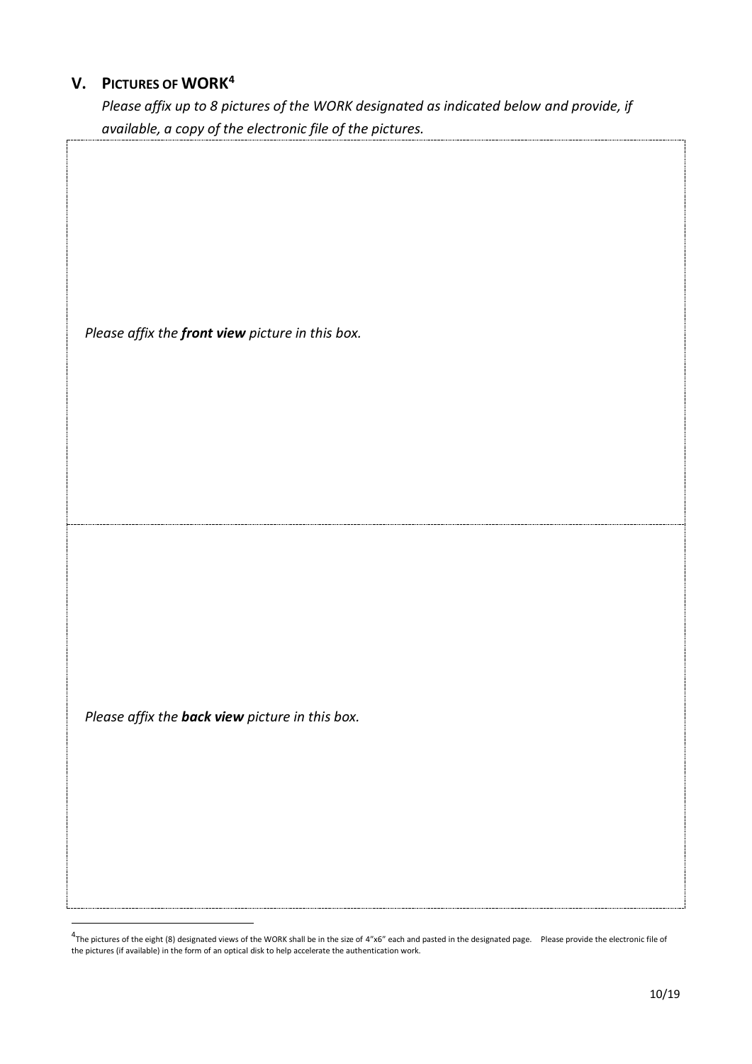## V. PICTURES OF WORK[4]

*Please affix up to 8 pictures of the WORK designated as indicated below and provide, if available, a copy of the electronic file of the pictures.*

| |
|---|
| *Please affix the **front view** picture in this box.* |
| *Please affix the **back view** picture in this box.* |

[4]The pictures of the eight (8) designated views of the WORK shall be in the size of 4"x6" each and pasted in the designated page. Please provide the electronic file of the pictures (if available) in the form of an optical disk to help accelerate the authentication work.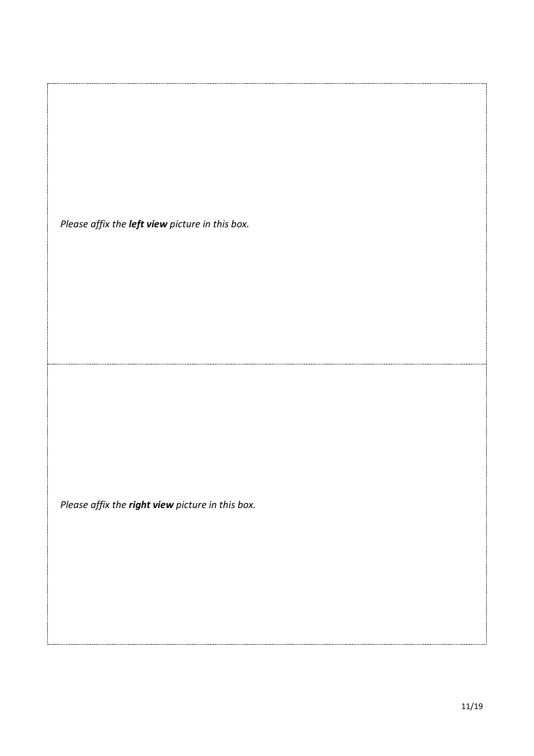*Please affix the **left view** picture in this box.*

*Please affix the **right view** picture in this box.*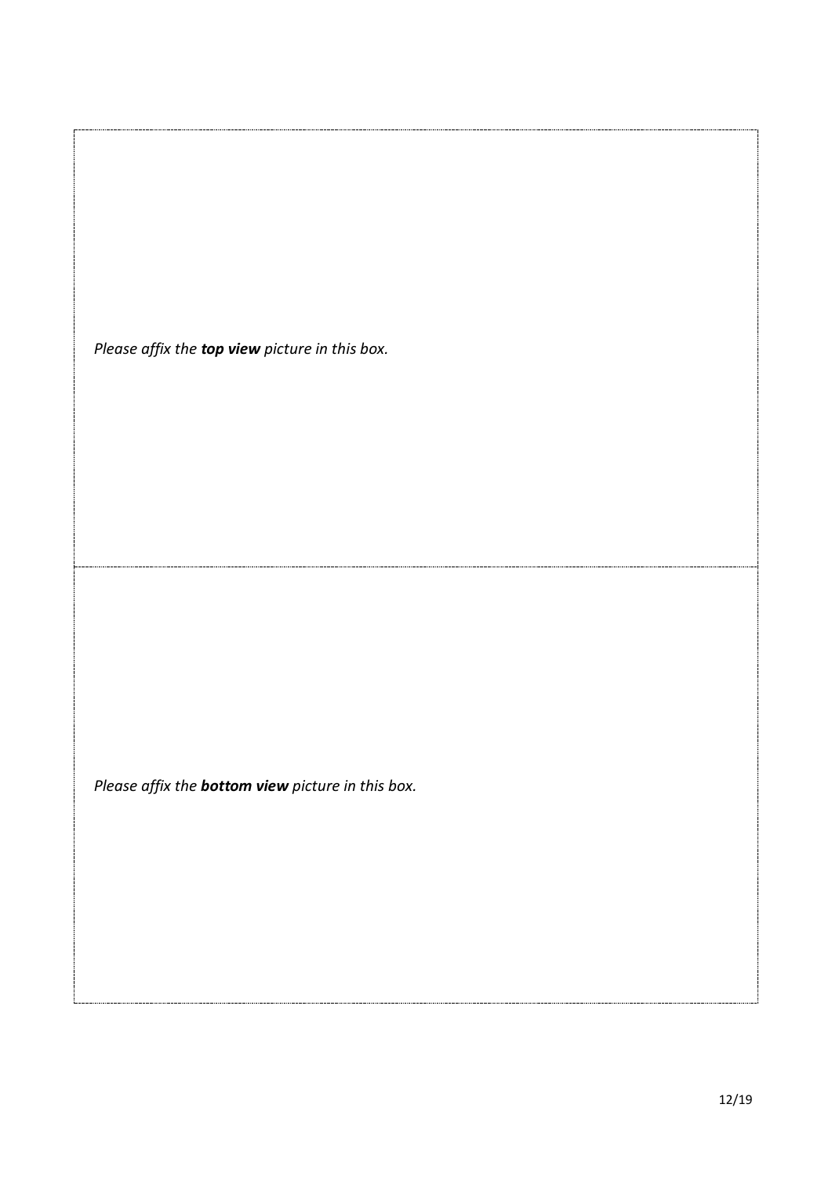*Please affix the **top view** picture in this box.*

*Please affix the **bottom view** picture in this box.*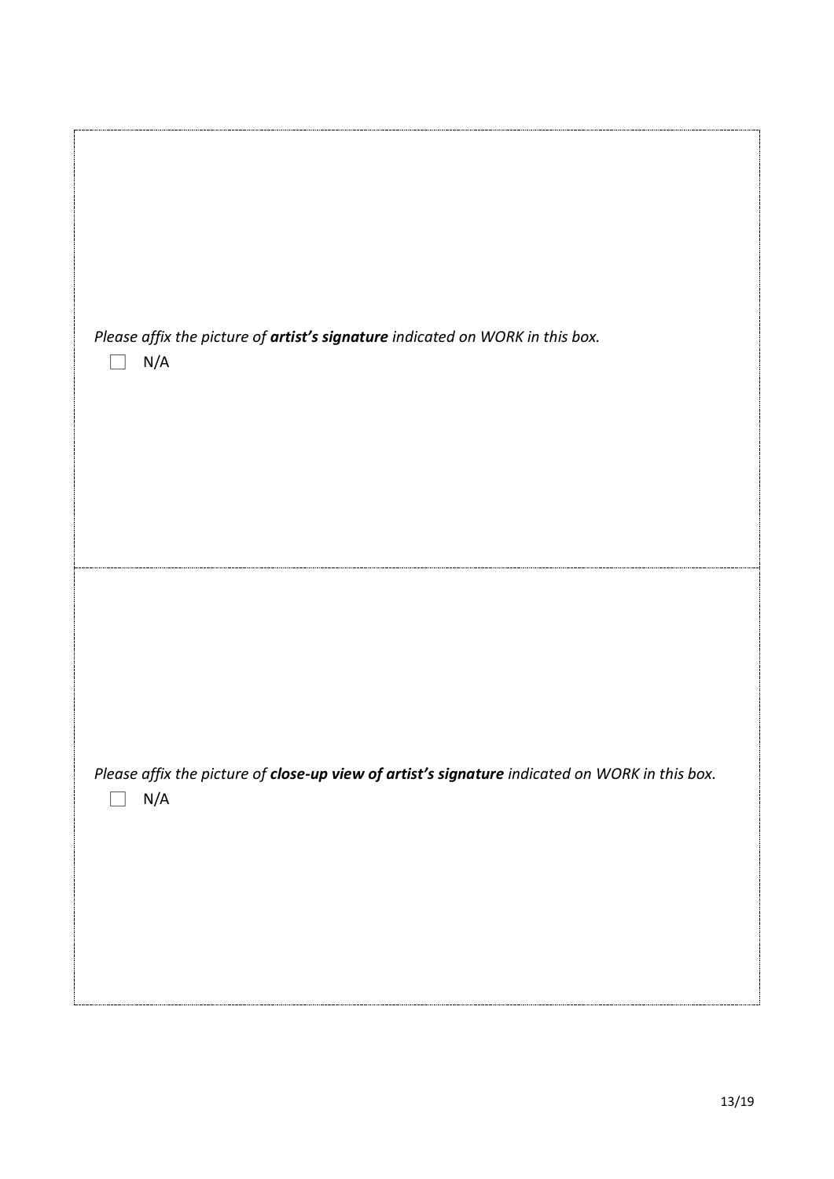*Please affix the picture of **artist's signature** indicated on WORK in this box.*

☐ N/A

*Please affix the picture of **close-up view of artist's signature** indicated on WORK in this box.*

☐ N/A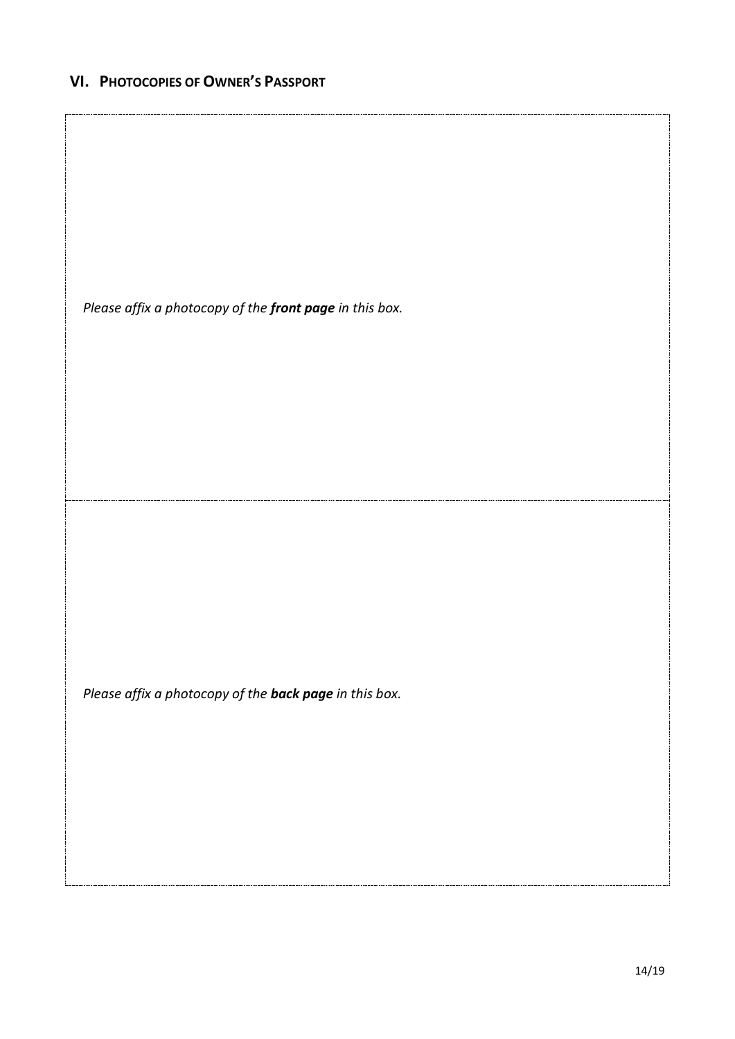## VI. Photocopies of Owner's Passport

*Please affix a photocopy of the **front page** in this box.*

*Please affix a photocopy of the **back page** in this box.*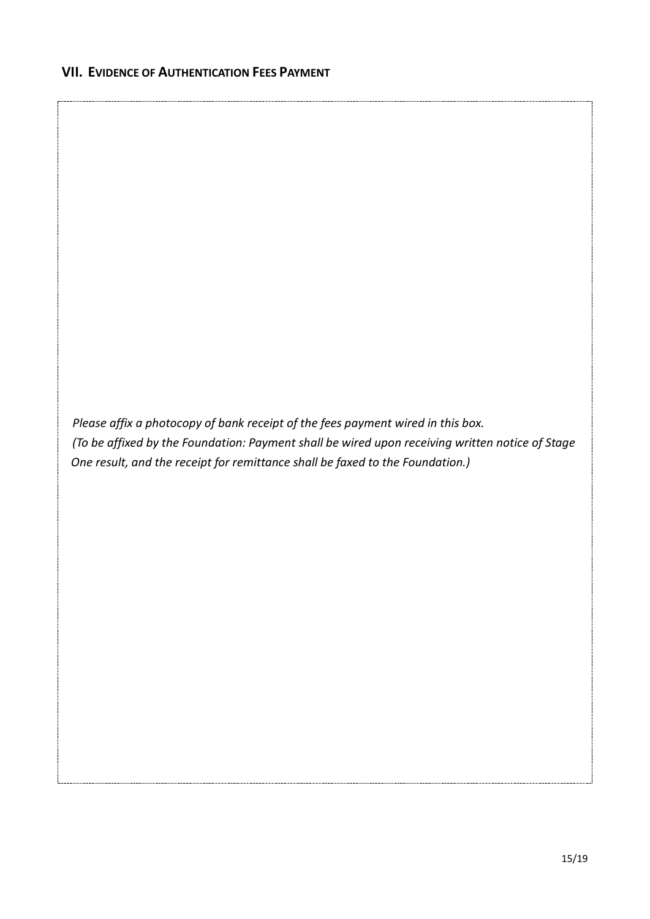## VII. Evidence of Authentication Fees Payment

*Please affix a photocopy of bank receipt of the fees payment wired in this box.*
*(To be affixed by the Foundation: Payment shall be wired upon receiving written notice of Stage One result, and the receipt for remittance shall be faxed to the Foundation.)*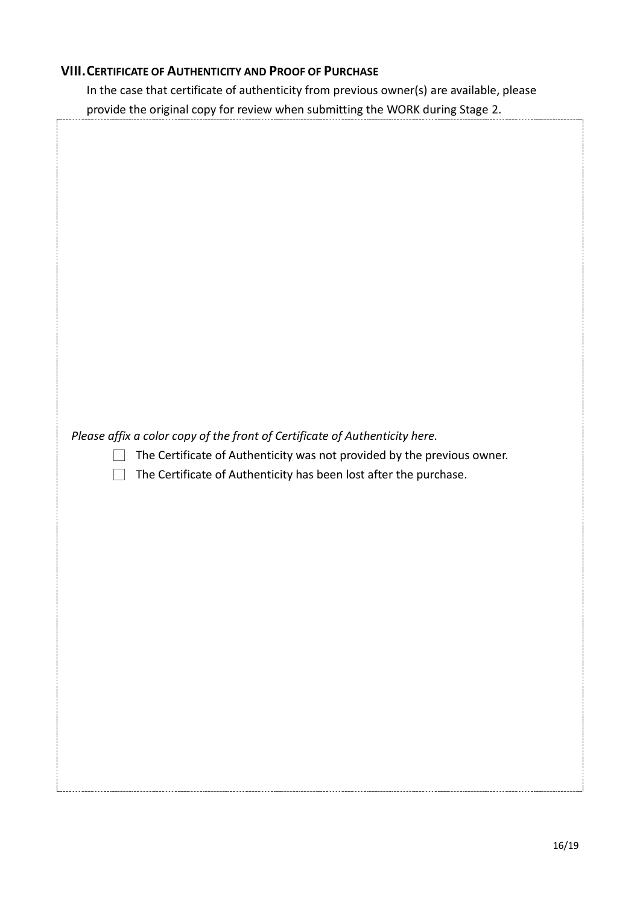## VIII. CERTIFICATE OF AUTHENTICITY AND PROOF OF PURCHASE

In the case that certificate of authenticity from previous owner(s) are available, please provide the original copy for review when submitting the WORK during Stage 2.

*Please affix a color copy of the front of Certificate of Authenticity here.*

- ☐ The Certificate of Authenticity was not provided by the previous owner.
- ☐ The Certificate of Authenticity has been lost after the purchase.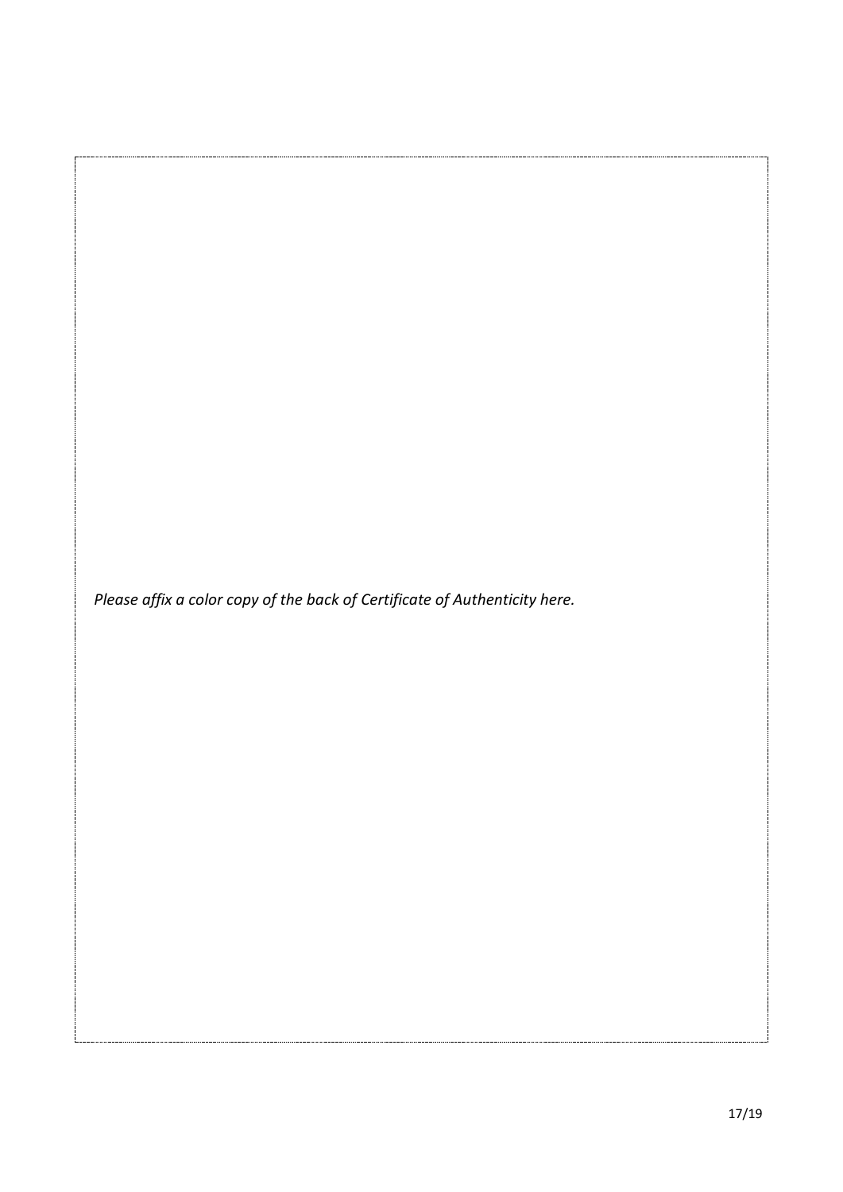*Please affix a color copy of the back of Certificate of Authenticity here.*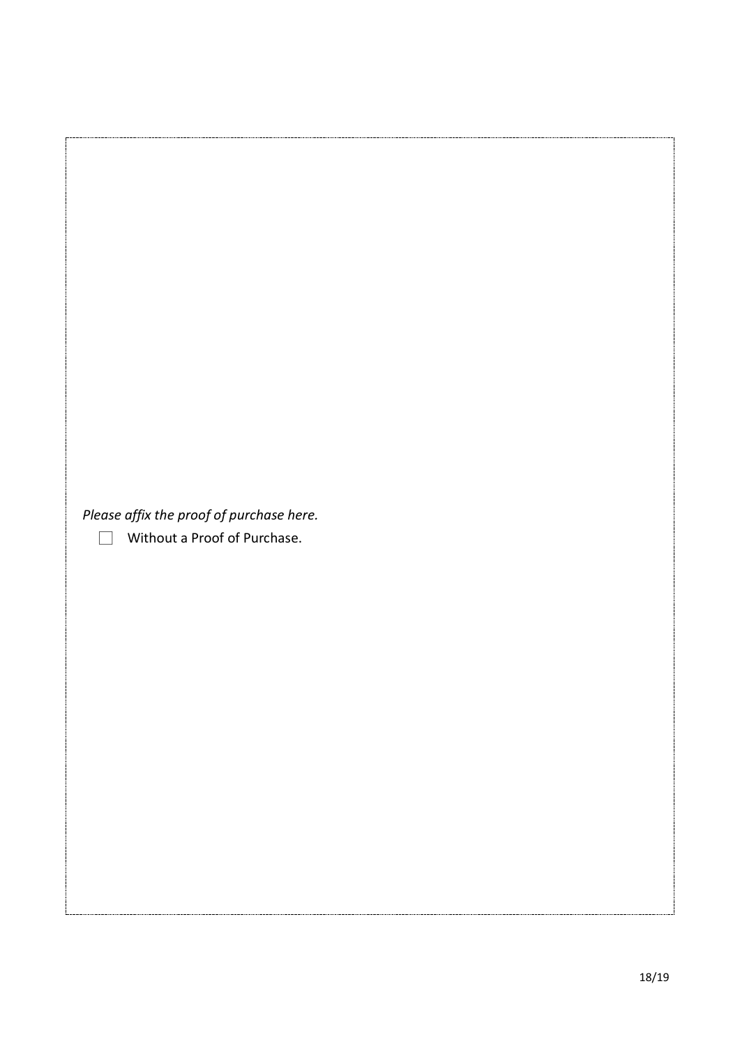*Please affix the proof of purchase here.*

- [ ] Without a Proof of Purchase.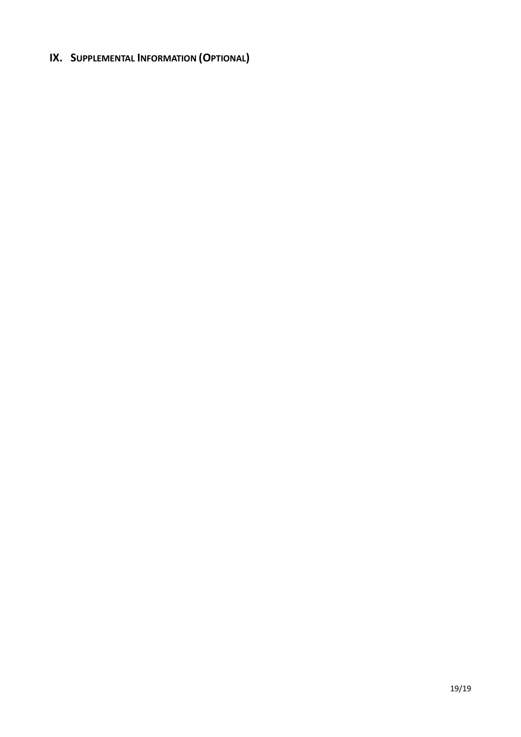## IX. Supplemental Information (Optional)